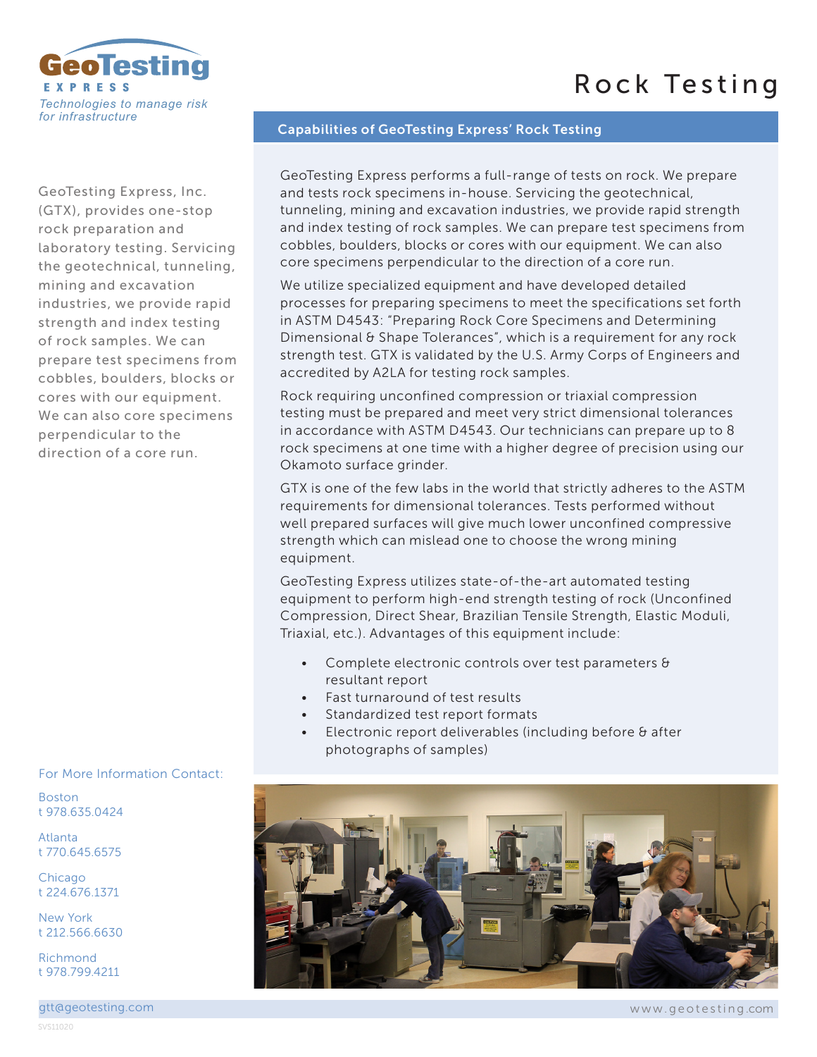GeoTesting EXPRESS

*Technologies to manage risk for infrastructure*

# Rock Testing

GeoTesting Express, Inc. (GTX), provides one-stop rock preparation and laboratory testing. Servicing the geotechnical, tunneling, mining and excavation industries, we provide rapid strength and index testing of rock samples. We can prepare test specimens from cobbles, boulders, blocks or cores with our equipment. We can also core specimens perpendicular to the direction of a core run.

## Capabilities of GeoTesting Express' Rock Testing

GeoTesting Express performs a full-range of tests on rock. We prepare and tests rock specimens in-house. Servicing the geotechnical, tunneling, mining and excavation industries, we provide rapid strength and index testing of rock samples. We can prepare test specimens from cobbles, boulders, blocks or cores with our equipment. We can also core specimens perpendicular to the direction of a core run.

We utilize specialized equipment and have developed detailed processes for preparing specimens to meet the specifications set forth in ASTM D4543: "Preparing Rock Core Specimens and Determining Dimensional & Shape Tolerances", which is a requirement for any rock strength test. GTX is validated by the U.S. Army Corps of Engineers and accredited by A2LA for testing rock samples.

Rock requiring unconfined compression or triaxial compression testing must be prepared and meet very strict dimensional tolerances in accordance with ASTM D4543. Our technicians can prepare up to 8 rock specimens at one time with a higher degree of precision using our Okamoto surface grinder.

GTX is one of the few labs in the world that strictly adheres to the ASTM requirements for dimensional tolerances. Tests performed without well prepared surfaces will give much lower unconfined compressive strength which can mislead one to choose the wrong mining equipment.

GeoTesting Express utilizes state-of-the-art automated testing equipment to perform high-end strength testing of rock (Unconfined Compression, Direct Shear, Brazilian Tensile Strength, Elastic Moduli, Triaxial, etc.). Advantages of this equipment include:

- Complete electronic controls over test parameters & resultant report
- Fast turnaround of test results
- Standardized test report formats
- Electronic report deliverables (including before & after photographs of samples)

For More Information Contact:

Boston
t 978.635.0424

Atlanta
t 770.645.6575

Chicago
t 224.676.1371

New York
t 212.566.6630

Richmond
t 978.799.4211

gtt@geotesting.com

www.geotesting.com

SVS11020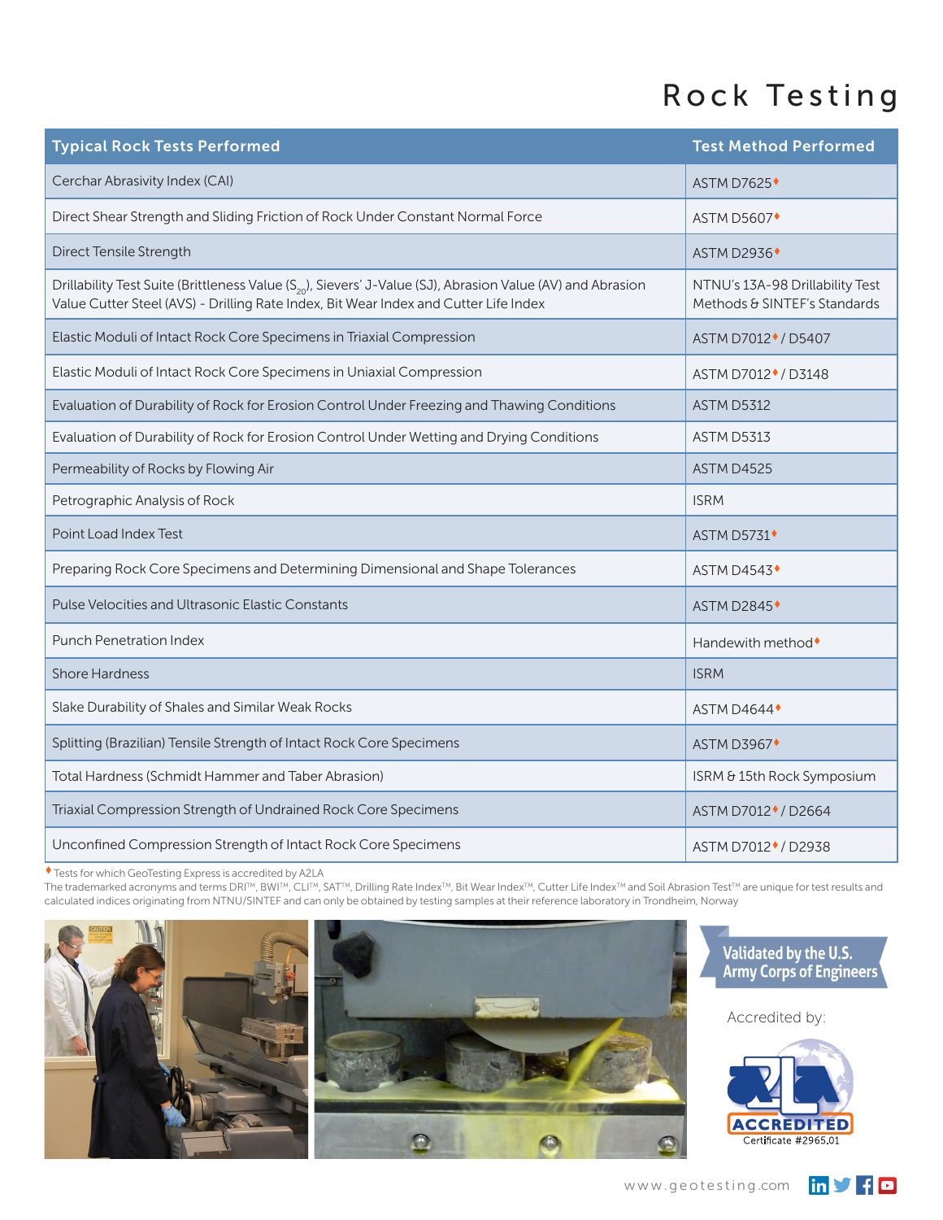# Rock Testing

| Typical Rock Tests Performed | Test Method Performed |
|---|---|
| Cerchar Abrasivity Index (CAI) | ASTM D7625♦ |
| Direct Shear Strength and Sliding Friction of Rock Under Constant Normal Force | ASTM D5607♦ |
| Direct Tensile Strength | ASTM D2936♦ |
| Drillability Test Suite (Brittleness Value ($S_{20}$), Sievers' J-Value (SJ), Abrasion Value (AV) and Abrasion Value Cutter Steel (AVS) - Drilling Rate Index, Bit Wear Index and Cutter Life Index | NTNU's 13A-98 Drillability Test Methods & SINTEF's Standards |
| Elastic Moduli of Intact Rock Core Specimens in Triaxial Compression | ASTM D7012♦ / D5407 |
| Elastic Moduli of Intact Rock Core Specimens in Uniaxial Compression | ASTM D7012♦ / D3148 |
| Evaluation of Durability of Rock for Erosion Control Under Freezing and Thawing Conditions | ASTM D5312 |
| Evaluation of Durability of Rock for Erosion Control Under Wetting and Drying Conditions | ASTM D5313 |
| Permeability of Rocks by Flowing Air | ASTM D4525 |
| Petrographic Analysis of Rock | ISRM |
| Point Load Index Test | ASTM D5731♦ |
| Preparing Rock Core Specimens and Determining Dimensional and Shape Tolerances | ASTM D4543♦ |
| Pulse Velocities and Ultrasonic Elastic Constants | ASTM D2845♦ |
| Punch Penetration Index | Handewith method♦ |
| Shore Hardness | ISRM |
| Slake Durability of Shales and Similar Weak Rocks | ASTM D4644♦ |
| Splitting (Brazilian) Tensile Strength of Intact Rock Core Specimens | ASTM D3967♦ |
| Total Hardness (Schmidt Hammer and Taber Abrasion) | ISRM & 15th Rock Symposium |
| Triaxial Compression Strength of Undrained Rock Core Specimens | ASTM D7012♦ / D2664 |
| Unconfined Compression Strength of Intact Rock Core Specimens | ASTM D7012♦ / D2938 |

♦ Tests for which GeoTesting Express is accredited by A2LA

The trademarked acronyms and terms DRI™, BWI™, CLI™, SAT™, Drilling Rate Index™, Bit Wear Index™, Cutter Life Index™ and Soil Abrasion Test™ are unique for test results and calculated indices originating from NTNU/SINTEF and can only be obtained by testing samples at their reference laboratory in Trondheim, Norway

Validated by the U.S. Army Corps of Engineers

Accredited by:

ACCREDITED

Certificate #2965.01

www.geotesting.com